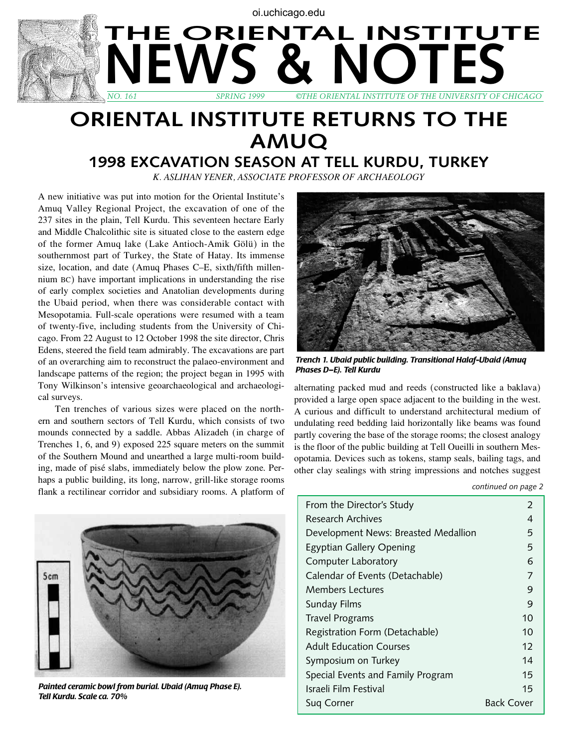# THE ORIENTAL INSTITUTE NEWS & NOTES

*NO. 161 SPRING 1999 ©THE ORIENTAL INSTITUTE OF THE UNIVERSITY OF CHICAGO*

# ORIENTAL INSTITUTE RETURNS TO THE AMUQ

## 1998 EXCAVATION SEASON AT TELL KURDU, TURKEY

*K. ASLIHAN YENER, ASSOCIATE PROFESSOR OF ARCHAEOLOGY*

A new initiative was put into motion for the Oriental Institute's Amuq Valley Regional Project, the excavation of one of the 237 sites in the plain, Tell Kurdu. This seventeen hectare Early and Middle Chalcolithic site is situated close to the eastern edge of the former Amuq lake (Lake Antioch-Amik Gölü) in the southernmost part of Turkey, the State of Hatay. Its immense size, location, and date (Amuq Phases C–E, sixth/fifth millennium BC) have important implications in understanding the rise of early complex societies and Anatolian developments during the Ubaid period, when there was considerable contact with Mesopotamia. Full-scale operations were resumed with a team of twenty-five, including students from the University of Chicago. From 22 August to 12 October 1998 the site director, Chris Edens, steered the field team admirably. The excavations are part of an overarching aim to reconstruct the palaeo-environment and landscape patterns of the region; the project began in 1995 with Tony Wilkinson's intensive geoarchaeological and archaeological surveys.

Ten trenches of various sizes were placed on the northern and southern sectors of Tell Kurdu, which consists of two mounds connected by a saddle. Abbas Alizadeh (in charge of Trenches 1, 6, and 9) exposed 225 square meters on the summit of the Southern Mound and unearthed a large multi-room building, made of pisé slabs, immediately below the plow zone. Perhaps a public building, its long, narrow, grill-like storage rooms flank a rectilinear corridor and subsidiary rooms. A platform of alternating packed mud and reeds (constructed like a baklava) provided a large open space adjacent to the building in the west. A curious and difficult to understand architectural medium of undulating reed bedding laid horizontally like beams was found partly covering the base of the storage rooms; the closest analogy is the floor of the public building at Tell Oueilli in southern Mesopotamia. Devices such as tokens, stamp seals, bailing tags, and other clay sealings with string impressions and notches suggest

*continued on page 2*

***Trench 1. Ubaid public building. Transitional Halaf-Ubaid (Amuq Phases D–E). Tell Kurdu***

***Painted ceramic bowl from burial. Ubaid (Amuq Phase E). Tell Kurdu. Scale ca. 70%***

| | |
|---|---|
| From the Director's Study | 2 |
| Research Archives | 4 |
| Development News: Breasted Medallion | 5 |
| Egyptian Gallery Opening | 5 |
| Computer Laboratory | 6 |
| Calendar of Events (Detachable) | 7 |
| Members Lectures | 9 |
| Sunday Films | 9 |
| Travel Programs | 10 |
| Registration Form (Detachable) | 10 |
| Adult Education Courses | 12 |
| Symposium on Turkey | 14 |
| Special Events and Family Program | 15 |
| Israeli Film Festival | 15 |
| Suq Corner | Back Cover |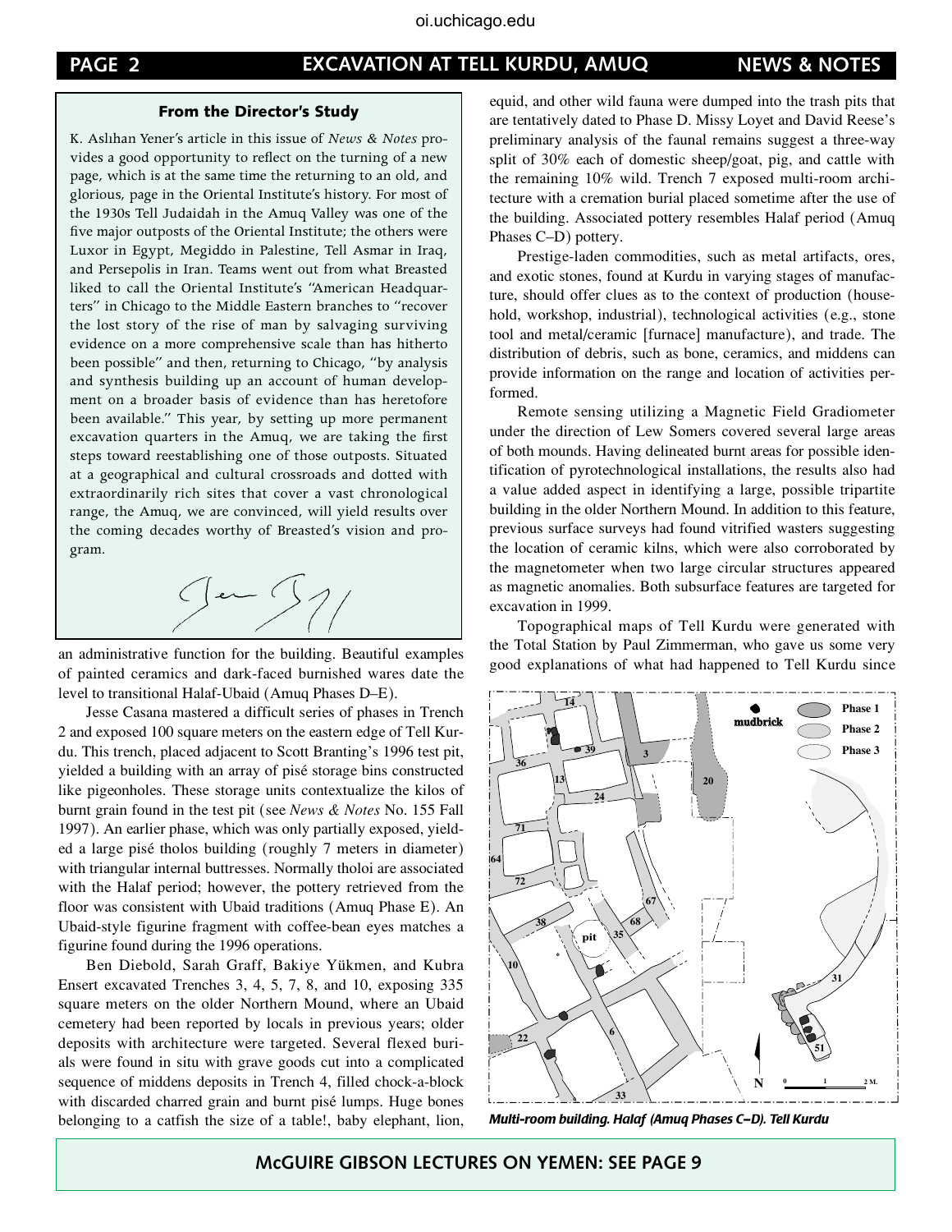## From the Director's Study

K. Aslıhan Yener's article in this issue of *News & Notes* provides a good opportunity to reflect on the turning of a new page, which is at the same time the returning to an old, and glorious, page in the Oriental Institute's history. For most of the 1930s Tell Judaidah in the Amuq Valley was one of the five major outposts of the Oriental Institute; the others were Luxor in Egypt, Megiddo in Palestine, Tell Asmar in Iraq, and Persepolis in Iran. Teams went out from what Breasted liked to call the Oriental Institute's "American Headquarters" in Chicago to the Middle Eastern branches to "recover the lost story of the rise of man by salvaging surviving evidence on a more comprehensive scale than has hitherto been possible" and then, returning to Chicago, "by analysis and synthesis building up an account of human development on a broader basis of evidence than has heretofore been available." This year, by setting up more permanent excavation quarters in the Amuq, we are taking the first steps toward reestablishing one of those outposts. Situated at a geographical and cultural crossroads and dotted with extraordinarily rich sites that cover a vast chronological range, the Amuq, we are convinced, will yield results over the coming decades worthy of Breasted's vision and program.

an administrative function for the building. Beautiful examples of painted ceramics and dark-faced burnished wares date the level to transitional Halaf-Ubaid (Amuq Phases D–E).

Jesse Casana mastered a difficult series of phases in Trench 2 and exposed 100 square meters on the eastern edge of Tell Kurdu. This trench, placed adjacent to Scott Branting's 1996 test pit, yielded a building with an array of pisé storage bins constructed like pigeonholes. These storage units contextualize the kilos of burnt grain found in the test pit (see *News & Notes* No. 155 Fall 1997). An earlier phase, which was only partially exposed, yielded a large pisé tholos building (roughly 7 meters in diameter) with triangular internal buttresses. Normally tholoi are associated with the Halaf period; however, the pottery retrieved from the floor was consistent with Ubaid traditions (Amuq Phase E). An Ubaid-style figurine fragment with coffee-bean eyes matches a figurine found during the 1996 operations.

Ben Diebold, Sarah Graff, Bakiye Yükmen, and Kubra Ensert excavated Trenches 3, 4, 5, 7, 8, and 10, exposing 335 square meters on the older Northern Mound, where an Ubaid cemetery had been reported by locals in previous years; older deposits with architecture were targeted. Several flexed burials were found in situ with grave goods cut into a complicated sequence of middens deposits in Trench 4, filled chock-a-block with discarded charred grain and burnt pisé lumps. Huge bones belonging to a catfish the size of a table!, baby elephant, lion, equid, and other wild fauna were dumped into the trash pits that are tentatively dated to Phase D. Missy Loyet and David Reese's preliminary analysis of the faunal remains suggest a three-way split of 30% each of domestic sheep/goat, pig, and cattle with the remaining 10% wild. Trench 7 exposed multi-room architecture with a cremation burial placed sometime after the use of the building. Associated pottery resembles Halaf period (Amuq Phases C–D) pottery.

Prestige-laden commodities, such as metal artifacts, ores, and exotic stones, found at Kurdu in varying stages of manufacture, should offer clues as to the context of production (household, workshop, industrial), technological activities (e.g., stone tool and metal/ceramic [furnace] manufacture), and trade. The distribution of debris, such as bone, ceramics, and middens can provide information on the range and location of activities performed.

Remote sensing utilizing a Magnetic Field Gradiometer under the direction of Lew Somers covered several large areas of both mounds. Having delineated burnt areas for possible identification of pyrotechnological installations, the results also had a value added aspect in identifying a large, possible tripartite building in the older Northern Mound. In addition to this feature, previous surface surveys had found vitrified wasters suggesting the location of ceramic kilns, which were also corroborated by the magnetometer when two large circular structures appeared as magnetic anomalies. Both subsurface features are targeted for excavation in 1999.

Topographical maps of Tell Kurdu were generated with the Total Station by Paul Zimmerman, who gave us some very good explanations of what had happened to Tell Kurdu since

*Multi-room building. Halaf (Amuq Phases C–D). Tell Kurdu*

**McGUIRE GIBSON LECTURES ON YEMEN: SEE PAGE 9**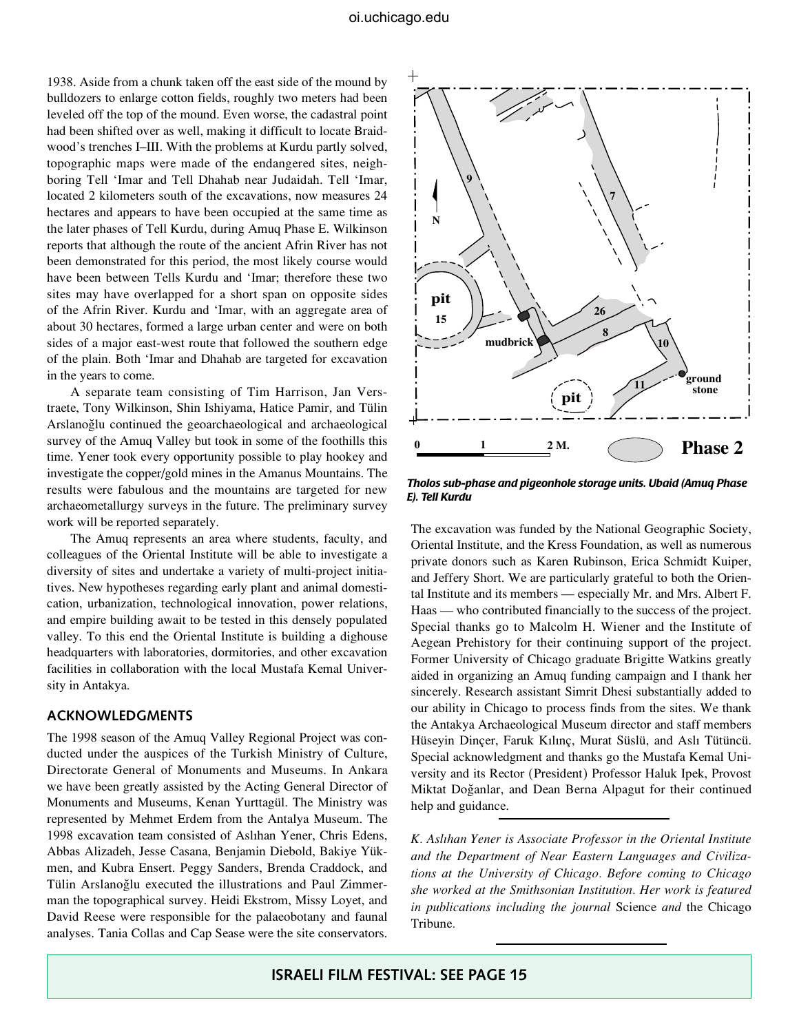1938. Aside from a chunk taken off the east side of the mound by bulldozers to enlarge cotton fields, roughly two meters had been leveled off the top of the mound. Even worse, the cadastral point had been shifted over as well, making it difficult to locate Braidwood's trenches I–III. With the problems at Kurdu partly solved, topographic maps were made of the endangered sites, neighboring Tell 'Imar and Tell Dhahab near Judaidah. Tell 'Imar, located 2 kilometers south of the excavations, now measures 24 hectares and appears to have been occupied at the same time as the later phases of Tell Kurdu, during Amuq Phase E. Wilkinson reports that although the route of the ancient Afrin River has not been demonstrated for this period, the most likely course would have been between Tells Kurdu and 'Imar; therefore these two sites may have overlapped for a short span on opposite sides of the Afrin River. Kurdu and 'Imar, with an aggregate area of about 30 hectares, formed a large urban center and were on both sides of a major east-west route that followed the southern edge of the plain. Both 'Imar and Dhahab are targeted for excavation in the years to come.

A separate team consisting of Tim Harrison, Jan Verstraete, Tony Wilkinson, Shin Ishiyama, Hatice Pamir, and Tülin Arslanoğlu continued the geoarchaeological and archaeological survey of the Amuq Valley but took in some of the foothills this time. Yener took every opportunity possible to play hookey and investigate the copper/gold mines in the Amanus Mountains. The results were fabulous and the mountains are targeted for new archaeometallurgy surveys in the future. The preliminary survey work will be reported separately.

The Amuq represents an area where students, faculty, and colleagues of the Oriental Institute will be able to investigate a diversity of sites and undertake a variety of multi-project initiatives. New hypotheses regarding early plant and animal domestication, urbanization, technological innovation, power relations, and empire building await to be tested in this densely populated valley. To this end the Oriental Institute is building a dighouse headquarters with laboratories, dormitories, and other excavation facilities in collaboration with the local Mustafa Kemal University in Antakya.

*Tholos sub-phase and pigeonhole storage units. Ubaid (Amuq Phase E). Tell Kurdu*

## ACKNOWLEDGMENTS

The 1998 season of the Amuq Valley Regional Project was conducted under the auspices of the Turkish Ministry of Culture, Directorate General of Monuments and Museums. In Ankara we have been greatly assisted by the Acting General Director of Monuments and Museums, Kenan Yurttagül. The Ministry was represented by Mehmet Erdem from the Antalya Museum. The 1998 excavation team consisted of Aslıhan Yener, Chris Edens, Abbas Alizadeh, Jesse Casana, Benjamin Diebold, Bakiye Yükmen, and Kubra Ensert. Peggy Sanders, Brenda Craddock, and Tülin Arslanoğlu executed the illustrations and Paul Zimmerman the topographical survey. Heidi Ekstrom, Missy Loyet, and David Reese were responsible for the palaeobotany and faunal analyses. Tania Collas and Cap Sease were the site conservators. The excavation was funded by the National Geographic Society, Oriental Institute, and the Kress Foundation, as well as numerous private donors such as Karen Rubinson, Erica Schmidt Kuiper, and Jeffery Short. We are particularly grateful to both the Oriental Institute and its members — especially Mr. and Mrs. Albert F. Haas — who contributed financially to the success of the project. Special thanks go to Malcolm H. Wiener and the Institute of Aegean Prehistory for their continuing support of the project. Former University of Chicago graduate Brigitte Watkins greatly aided in organizing an Amuq funding campaign and I thank her sincerely. Research assistant Simrit Dhesi substantially added to our ability in Chicago to process finds from the sites. We thank the Antakya Archaeological Museum director and staff members Hüseyin Dinçer, Faruk Kılınç, Murat Süslü, and Aslı Tütüncü. Special acknowledgment and thanks go the Mustafa Kemal University and its Rector (President) Professor Haluk Ipek, Provost Miktat Doğanlar, and Dean Berna Alpagut for their continued help and guidance.

---

*K. Aslıhan Yener is Associate Professor in the Oriental Institute and the Department of Near Eastern Languages and Civilizations at the University of Chicago. Before coming to Chicago she worked at the Smithsonian Institution. Her work is featured in publications including the journal* Science *and* the Chicago Tribune.

---

**ISRAELI FILM FESTIVAL: SEE PAGE 15**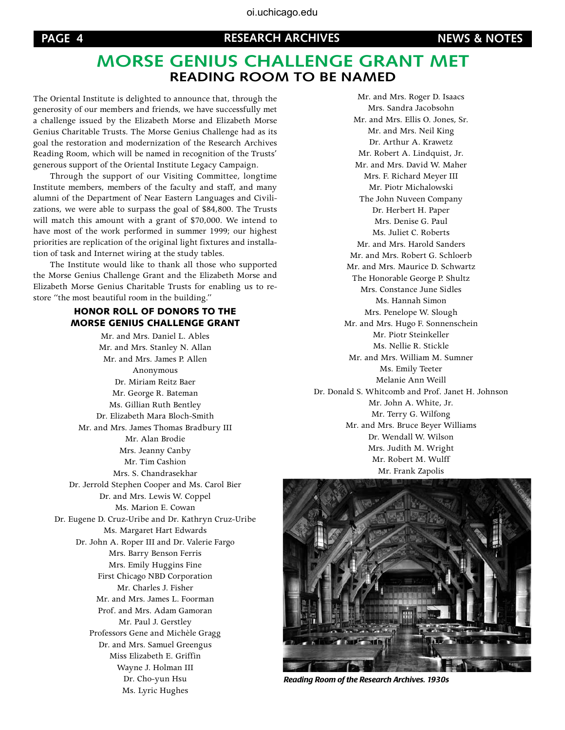# MORSE GENIUS CHALLENGE GRANT MET

## READING ROOM TO BE NAMED

The Oriental Institute is delighted to announce that, through the generosity of our members and friends, we have successfully met a challenge issued by the Elizabeth Morse and Elizabeth Morse Genius Charitable Trusts. The Morse Genius Challenge had as its goal the restoration and modernization of the Research Archives Reading Room, which will be named in recognition of the Trusts' generous support of the Oriental Institute Legacy Campaign.

Through the support of our Visiting Committee, longtime Institute members, members of the faculty and staff, and many alumni of the Department of Near Eastern Languages and Civilizations, we were able to surpass the goal of $84,800. The Trusts will match this amount with a grant of $70,000. We intend to have most of the work performed in summer 1999; our highest priorities are replication of the original light fixtures and installation of task and Internet wiring at the study tables.

The Institute would like to thank all those who supported the Morse Genius Challenge Grant and the Elizabeth Morse and Elizabeth Morse Genius Charitable Trusts for enabling us to restore "the most beautiful room in the building."

### HONOR ROLL OF DONORS TO THE MORSE GENIUS CHALLENGE GRANT

Mr. and Mrs. Daniel L. Ables
Mr. and Mrs. Stanley N. Allan
Mr. and Mrs. James P. Allen
Anonymous
Dr. Miriam Reitz Baer
Mr. George R. Bateman
Ms. Gillian Ruth Bentley
Dr. Elizabeth Mara Bloch-Smith
Mr. and Mrs. James Thomas Bradbury III
Mr. Alan Brodie
Mrs. Jeanny Canby
Mr. Tim Cashion
Mrs. S. Chandrasekhar
Dr. Jerrold Stephen Cooper and Ms. Carol Bier
Dr. and Mrs. Lewis W. Coppel
Ms. Marion E. Cowan
Dr. Eugene D. Cruz-Uribe and Dr. Kathryn Cruz-Uribe
Ms. Margaret Hart Edwards
Dr. John A. Roper III and Dr. Valerie Fargo
Mrs. Barry Benson Ferris
Mrs. Emily Huggins Fine
First Chicago NBD Corporation
Mr. Charles J. Fisher
Mr. and Mrs. James L. Foorman
Prof. and Mrs. Adam Gamoran
Mr. Paul J. Gerstley
Professors Gene and Michèle Gragg
Dr. and Mrs. Samuel Greengus
Miss Elizabeth E. Griffin
Wayne J. Holman III
Dr. Cho-yun Hsu
Ms. Lyric Hughes
Mr. and Mrs. Roger D. Isaacs
Mrs. Sandra Jacobsohn
Mr. and Mrs. Ellis O. Jones, Sr.
Mr. and Mrs. Neil King
Dr. Arthur A. Krawetz
Mr. Robert A. Lindquist, Jr.
Mr. and Mrs. David W. Maher
Mrs. F. Richard Meyer III
Mr. Piotr Michalowski
The John Nuveen Company
Dr. Herbert H. Paper
Mrs. Denise G. Paul
Ms. Juliet C. Roberts
Mr. and Mrs. Harold Sanders
Mr. and Mrs. Robert G. Schloerb
Mr. and Mrs. Maurice D. Schwartz
The Honorable George P. Shultz
Mrs. Constance June Sidles
Ms. Hannah Simon
Mrs. Penelope W. Slough
Mr. and Mrs. Hugo F. Sonnenschein
Mr. Piotr Steinkeller
Ms. Nellie R. Stickle
Mr. and Mrs. William M. Sumner
Ms. Emily Teeter
Melanie Ann Weill
Dr. Donald S. Whitcomb and Prof. Janet H. Johnson
Mr. John A. White, Jr.
Mr. Terry G. Wilfong
Mr. and Mrs. Bruce Beyer Williams
Dr. Wendall W. Wilson
Mrs. Judith M. Wright
Mr. Robert M. Wulff
Mr. Frank Zapolis

*Reading Room of the Research Archives. 1930s*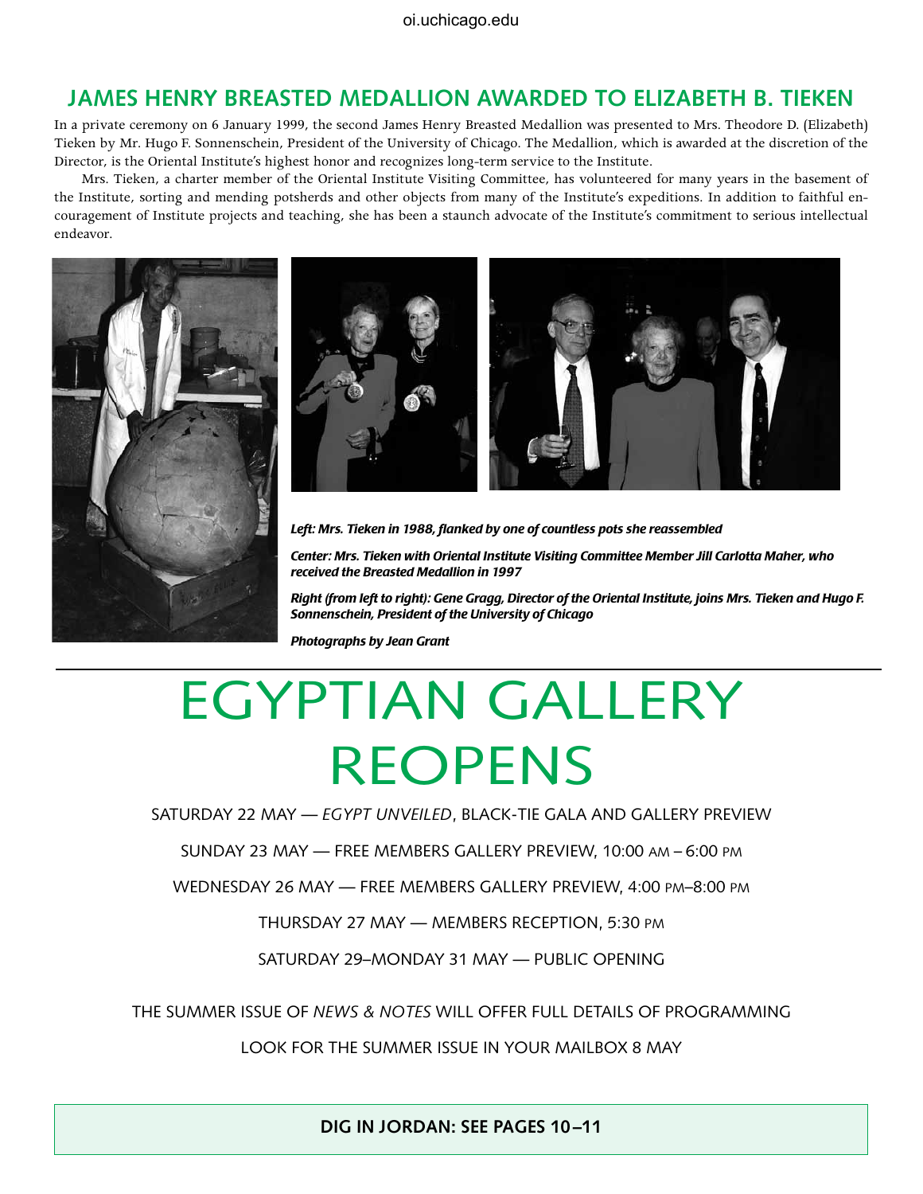## JAMES HENRY BREASTED MEDALLION AWARDED TO ELIZABETH B. TIEKEN

In a private ceremony on 6 January 1999, the second James Henry Breasted Medallion was presented to Mrs. Theodore D. (Elizabeth) Tieken by Mr. Hugo F. Sonnenschein, President of the University of Chicago. The Medallion, which is awarded at the discretion of the Director, is the Oriental Institute's highest honor and recognizes long-term service to the Institute.

Mrs. Tieken, a charter member of the Oriental Institute Visiting Committee, has volunteered for many years in the basement of the Institute, sorting and mending potsherds and other objects from many of the Institute's expeditions. In addition to faithful encouragement of Institute projects and teaching, she has been a staunch advocate of the Institute's commitment to serious intellectual endeavor.

***Left: Mrs. Tieken in 1988, flanked by one of countless pots she reassembled***

***Center: Mrs. Tieken with Oriental Institute Visiting Committee Member Jill Carlotta Maher, who received the Breasted Medallion in 1997***

***Right (from left to right): Gene Gragg, Director of the Oriental Institute, joins Mrs. Tieken and Hugo F. Sonnenschein, President of the University of Chicago***

***Photographs by Jean Grant***

# EGYPTIAN GALLERY REOPENS

SATURDAY 22 MAY — *EGYPT UNVEILED*, BLACK-TIE GALA AND GALLERY PREVIEW

SUNDAY 23 MAY — FREE MEMBERS GALLERY PREVIEW, 10:00 AM – 6:00 PM

WEDNESDAY 26 MAY — FREE MEMBERS GALLERY PREVIEW, 4:00 PM–8:00 PM

THURSDAY 27 MAY — MEMBERS RECEPTION, 5:30 PM

SATURDAY 29–MONDAY 31 MAY — PUBLIC OPENING

THE SUMMER ISSUE OF *NEWS & NOTES* WILL OFFER FULL DETAILS OF PROGRAMMING

LOOK FOR THE SUMMER ISSUE IN YOUR MAILBOX 8 MAY

**DIG IN JORDAN: SEE PAGES 10–11**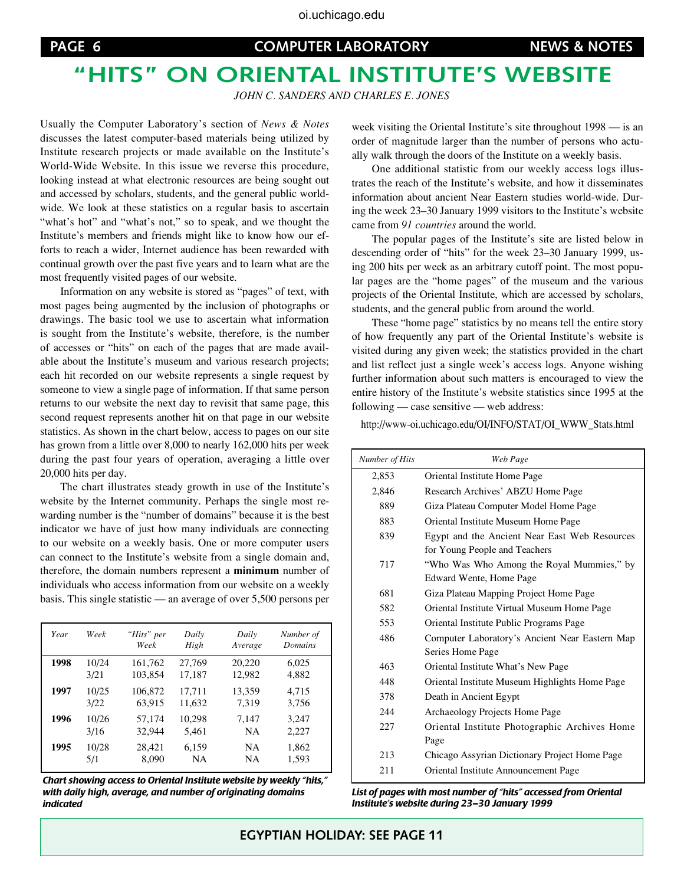# "HITS" ON ORIENTAL INSTITUTE'S WEBSITE

*JOHN C. SANDERS AND CHARLES E. JONES*

Usually the Computer Laboratory's section of *News & Notes* discusses the latest computer-based materials being utilized by Institute research projects or made available on the Institute's World-Wide Website. In this issue we reverse this procedure, looking instead at what electronic resources are being sought out and accessed by scholars, students, and the general public world-wide. We look at these statistics on a regular basis to ascertain "what's hot" and "what's not," so to speak, and we thought the Institute's members and friends might like to know how our efforts to reach a wider, Internet audience has been rewarded with continual growth over the past five years and to learn what are the most frequently visited pages of our website.

Information on any website is stored as "pages" of text, with most pages being augmented by the inclusion of photographs or drawings. The basic tool we use to ascertain what information is sought from the Institute's website, therefore, is the number of accesses or "hits" on each of the pages that are made available about the Institute's museum and various research projects; each hit recorded on our website represents a single request by someone to view a single page of information. If that same person returns to our website the next day to revisit that same page, this second request represents another hit on that page in our website statistics. As shown in the chart below, access to pages on our site has grown from a little over 8,000 to nearly 162,000 hits per week during the past four years of operation, averaging a little over 20,000 hits per day.

The chart illustrates steady growth in use of the Institute's website by the Internet community. Perhaps the single most rewarding number is the "number of domains" because it is the best indicator we have of just how many individuals are connecting to our website on a weekly basis. One or more computer users can connect to the Institute's website from a single domain and, therefore, the domain numbers represent a **minimum** number of individuals who access information from our website on a weekly basis. This single statistic — an average of over 5,500 persons per week visiting the Oriental Institute's site throughout 1998 — is an order of magnitude larger than the number of persons who actually walk through the doors of the Institute on a weekly basis.

| *Year* | *Week* | *"Hits" per Week* | *Daily High* | *Daily Average* | *Number of Domains* |
|---|---|---|---|---|---|
| **1998** | 10/24 | 161,762 | 27,769 | 20,220 | 6,025 |
| | 3/21 | 103,854 | 17,187 | 12,982 | 4,882 |
| **1997** | 10/25 | 106,872 | 17,711 | 13,359 | 4,715 |
| | 3/22 | 63,915 | 11,632 | 7,319 | 3,756 |
| **1996** | 10/26 | 57,174 | 10,298 | 7,147 | 3,247 |
| | 3/16 | 32,944 | 5,461 | NA | 2,227 |
| **1995** | 10/28 | 28,421 | 6,159 | NA | 1,862 |
| | 5/1 | 8,090 | NA | NA | 1,593 |

*Chart showing access to Oriental Institute website by weekly "hits," with daily high, average, and number of originating domains indicated*

One additional statistic from our weekly access logs illustrates the reach of the Institute's website, and how it disseminates information about ancient Near Eastern studies world-wide. During the week 23–30 January 1999 visitors to the Institute's website came from *91 countries* around the world.

The popular pages of the Institute's site are listed below in descending order of "hits" for the week 23–30 January 1999, using 200 hits per week as an arbitrary cutoff point. The most popular pages are the "home pages" of the museum and the various projects of the Oriental Institute, which are accessed by scholars, students, and the general public from around the world.

These "home page" statistics by no means tell the entire story of how frequently any part of the Oriental Institute's website is visited during any given week; the statistics provided in the chart and list reflect just a single week's access logs. Anyone wishing further information about such matters is encouraged to view the entire history of the Institute's website statistics since 1995 at the following — case sensitive — web address:

http://www-oi.uchicago.edu/OI/INFO/STAT/OI_WWW_Stats.html

| *Number of Hits* | *Web Page* |
|---|---|
| 2,853 | Oriental Institute Home Page |
| 2,846 | Research Archives' ABZU Home Page |
| 889 | Giza Plateau Computer Model Home Page |
| 883 | Oriental Institute Museum Home Page |
| 839 | Egypt and the Ancient Near East Web Resources for Young People and Teachers |
| 717 | "Who Was Who Among the Royal Mummies," by Edward Wente, Home Page |
| 681 | Giza Plateau Mapping Project Home Page |
| 582 | Oriental Institute Virtual Museum Home Page |
| 553 | Oriental Institute Public Programs Page |
| 486 | Computer Laboratory's Ancient Near Eastern Map Series Home Page |
| 463 | Oriental Institute What's New Page |
| 448 | Oriental Institute Museum Highlights Home Page |
| 378 | Death in Ancient Egypt |
| 244 | Archaeology Projects Home Page |
| 227 | Oriental Institute Photographic Archives Home Page |
| 213 | Chicago Assyrian Dictionary Project Home Page |
| 211 | Oriental Institute Announcement Page |

*List of pages with most number of "hits" accessed from Oriental Institute's website during 23–30 January 1999*

**EGYPTIAN HOLIDAY: SEE PAGE 11**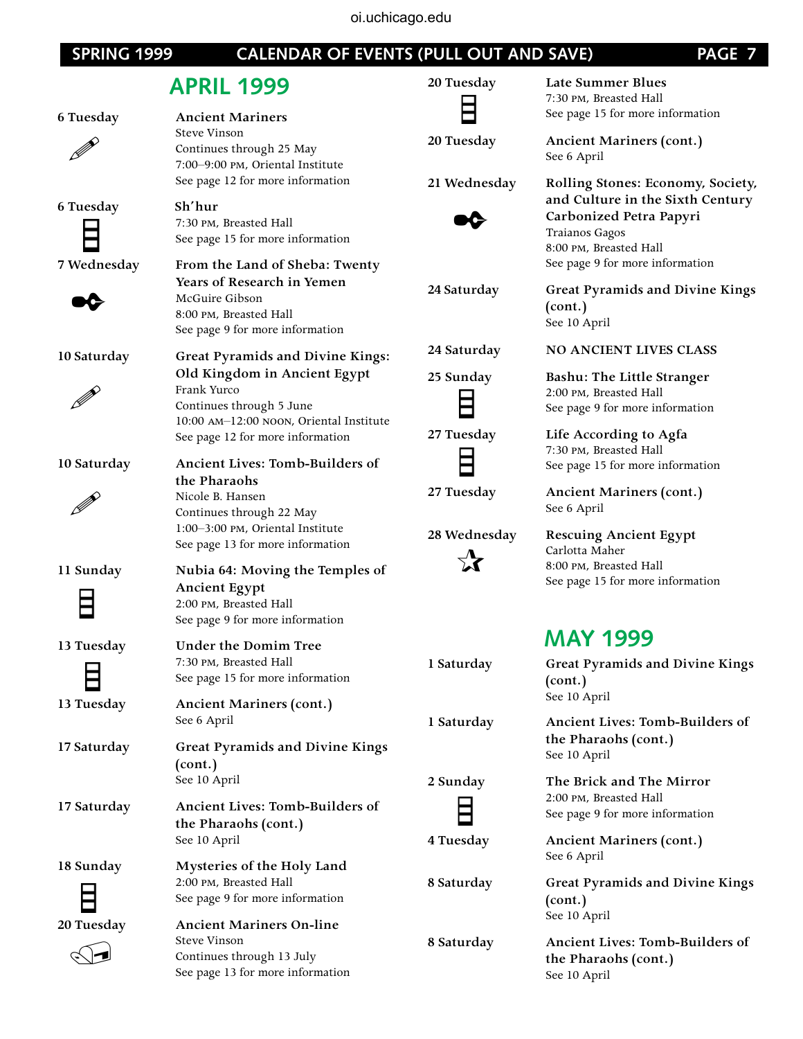## APRIL 1999

**6 Tuesday**
**Ancient Mariners**
Steve Vinson
Continues through 25 May
7:00–9:00 PM, Oriental Institute
See page 12 for more information

**6 Tuesday**
**Sh'hur**
7:30 PM, Breasted Hall
See page 15 for more information

**7 Wednesday**
**From the Land of Sheba: Twenty Years of Research in Yemen**
McGuire Gibson
8:00 PM, Breasted Hall
See page 9 for more information

**10 Saturday**
**Great Pyramids and Divine Kings: Old Kingdom in Ancient Egypt**
Frank Yurco
Continues through 5 June
10:00 AM–12:00 NOON, Oriental Institute
See page 12 for more information

**10 Saturday**
**Ancient Lives: Tomb-Builders of the Pharaohs**
Nicole B. Hansen
Continues through 22 May
1:00–3:00 PM, Oriental Institute
See page 13 for more information

**11 Sunday**
**Nubia 64: Moving the Temples of Ancient Egypt**
2:00 PM, Breasted Hall
See page 9 for more information

**13 Tuesday**
**Under the Domim Tree**
7:30 PM, Breasted Hall
See page 15 for more information

**13 Tuesday**
**Ancient Mariners (cont.)**
See 6 April

**17 Saturday**
**Great Pyramids and Divine Kings (cont.)**
See 10 April

**17 Saturday**
**Ancient Lives: Tomb-Builders of the Pharaohs (cont.)**
See 10 April

**18 Sunday**
**Mysteries of the Holy Land**
2:00 PM, Breasted Hall
See page 9 for more information

**20 Tuesday**
**Ancient Mariners On-line**
Steve Vinson
Continues through 13 July
See page 13 for more information

**20 Tuesday**
**Late Summer Blues**
7:30 PM, Breasted Hall
See page 15 for more information

**20 Tuesday**
**Ancient Mariners (cont.)**
See 6 April

**21 Wednesday**
**Rolling Stones: Economy, Society, and Culture in the Sixth Century Carbonized Petra Papyri**
Traianos Gagos
8:00 PM, Breasted Hall
See page 9 for more information

**24 Saturday**
**Great Pyramids and Divine Kings (cont.)**
See 10 April

**24 Saturday**
**NO ANCIENT LIVES CLASS**

**25 Sunday**
**Bashu: The Little Stranger**
2:00 PM, Breasted Hall
See page 9 for more information

**27 Tuesday**
**Life According to Agfa**
7:30 PM, Breasted Hall
See page 15 for more information

**27 Tuesday**
**Ancient Mariners (cont.)**
See 6 April

**28 Wednesday**
**Rescuing Ancient Egypt**
Carlotta Maher
8:00 PM, Breasted Hall
See page 15 for more information

## MAY 1999

**1 Saturday**
**Great Pyramids and Divine Kings (cont.)**
See 10 April

**1 Saturday**
**Ancient Lives: Tomb-Builders of the Pharaohs (cont.)**
See 10 April

**2 Sunday**
**The Brick and The Mirror**
2:00 PM, Breasted Hall
See page 9 for more information

**4 Tuesday**
**Ancient Mariners (cont.)**
See 6 April

**8 Saturday**
**Great Pyramids and Divine Kings (cont.)**
See 10 April

**8 Saturday**
**Ancient Lives: Tomb-Builders of the Pharaohs (cont.)**
See 10 April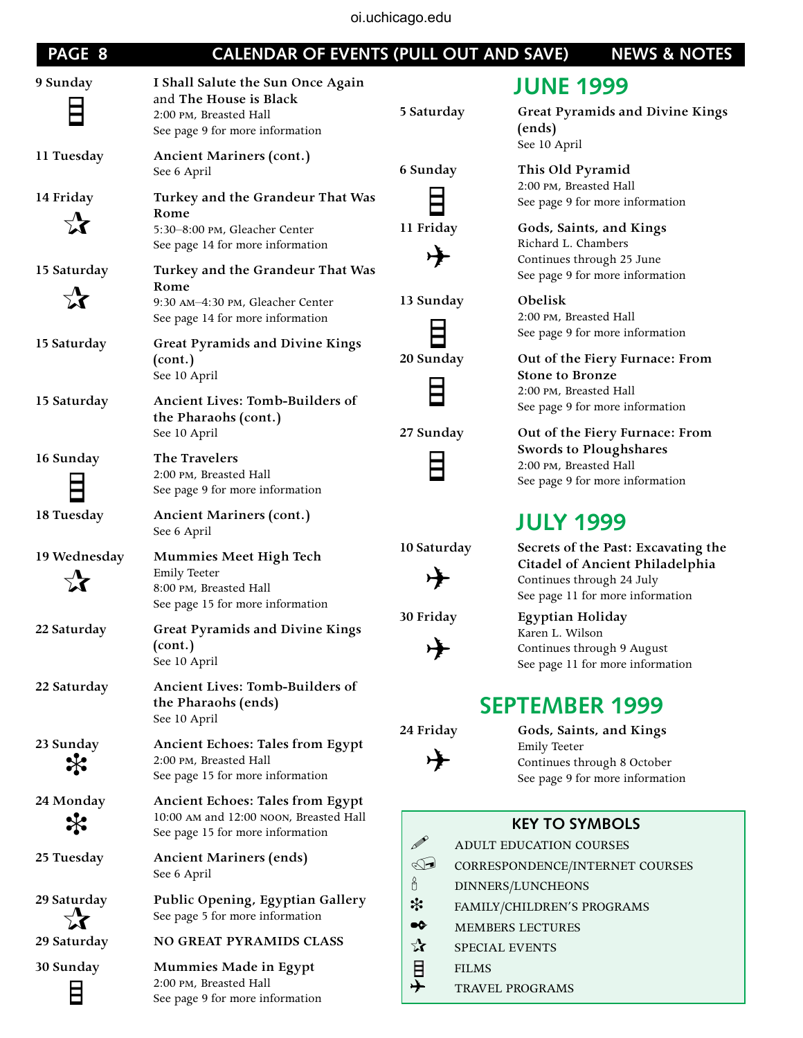## CALENDAR OF EVENTS (PULL OUT AND SAVE)

**9 Sunday** (Films)
**I Shall Salute the Sun Once Again** and **The House is Black**
2:00 PM, Breasted Hall
See page 9 for more information

**11 Tuesday**
**Ancient Mariners (cont.)**
See 6 April

**14 Friday** (Special Events)
**Turkey and the Grandeur That Was Rome**
5:30–8:00 PM, Gleacher Center
See page 14 for more information

**15 Saturday** (Special Events)
**Turkey and the Grandeur That Was Rome**
9:30 AM–4:30 PM, Gleacher Center
See page 14 for more information

**15 Saturday**
**Great Pyramids and Divine Kings (cont.)**
See 10 April

**15 Saturday**
**Ancient Lives: Tomb-Builders of the Pharaohs (cont.)**
See 10 April

**16 Sunday** (Films)
**The Travelers**
2:00 PM, Breasted Hall
See page 9 for more information

**18 Tuesday**
**Ancient Mariners (cont.)**
See 6 April

**19 Wednesday** (Special Events)
**Mummies Meet High Tech**
Emily Teeter
8:00 PM, Breasted Hall
See page 15 for more information

**22 Saturday**
**Great Pyramids and Divine Kings (cont.)**
See 10 April

**22 Saturday**
**Ancient Lives: Tomb-Builders of the Pharaohs (ends)**
See 10 April

**23 Sunday** (Family/Children's Programs)
**Ancient Echoes: Tales from Egypt**
2:00 PM, Breasted Hall
See page 15 for more information

**24 Monday** (Family/Children's Programs)
**Ancient Echoes: Tales from Egypt**
10:00 AM and 12:00 NOON, Breasted Hall
See page 15 for more information

**25 Tuesday**
**Ancient Mariners (ends)**
See 6 April

**29 Saturday** (Special Events)
**Public Opening, Egyptian Gallery**
See page 5 for more information

**29 Saturday**
**NO GREAT PYRAMIDS CLASS**

**30 Sunday** (Films)
**Mummies Made in Egypt**
2:00 PM, Breasted Hall
See page 9 for more information

## JUNE 1999

**5 Saturday**
**Great Pyramids and Divine Kings (ends)**
See 10 April

**6 Sunday** (Films)
**This Old Pyramid**
2:00 PM, Breasted Hall
See page 9 for more information

**11 Friday** (Travel Programs)
**Gods, Saints, and Kings**
Richard L. Chambers
Continues through 25 June
See page 9 for more information

**13 Sunday** (Films)
**Obelisk**
2:00 PM, Breasted Hall
See page 9 for more information

**20 Sunday** (Films)
**Out of the Fiery Furnace: From Stone to Bronze**
2:00 PM, Breasted Hall
See page 9 for more information

**27 Sunday** (Films)
**Out of the Fiery Furnace: From Swords to Ploughshares**
2:00 PM, Breasted Hall
See page 9 for more information

## JULY 1999

**10 Saturday** (Travel Programs)
**Secrets of the Past: Excavating the Citadel of Ancient Philadelphia**
Continues through 24 July
See page 11 for more information

**30 Friday** (Travel Programs)
**Egyptian Holiday**
Karen L. Wilson
Continues through 9 August
See page 11 for more information

## SEPTEMBER 1999

**24 Friday** (Travel Programs)
**Gods, Saints, and Kings**
Emily Teeter
Continues through 8 October
See page 9 for more information

### KEY TO SYMBOLS

- ADULT EDUCATION COURSES
- CORRESPONDENCE/INTERNET COURSES
- DINNERS/LUNCHEONS
- FAMILY/CHILDREN'S PROGRAMS
- MEMBERS LECTURES
- SPECIAL EVENTS
- FILMS
- TRAVEL PROGRAMS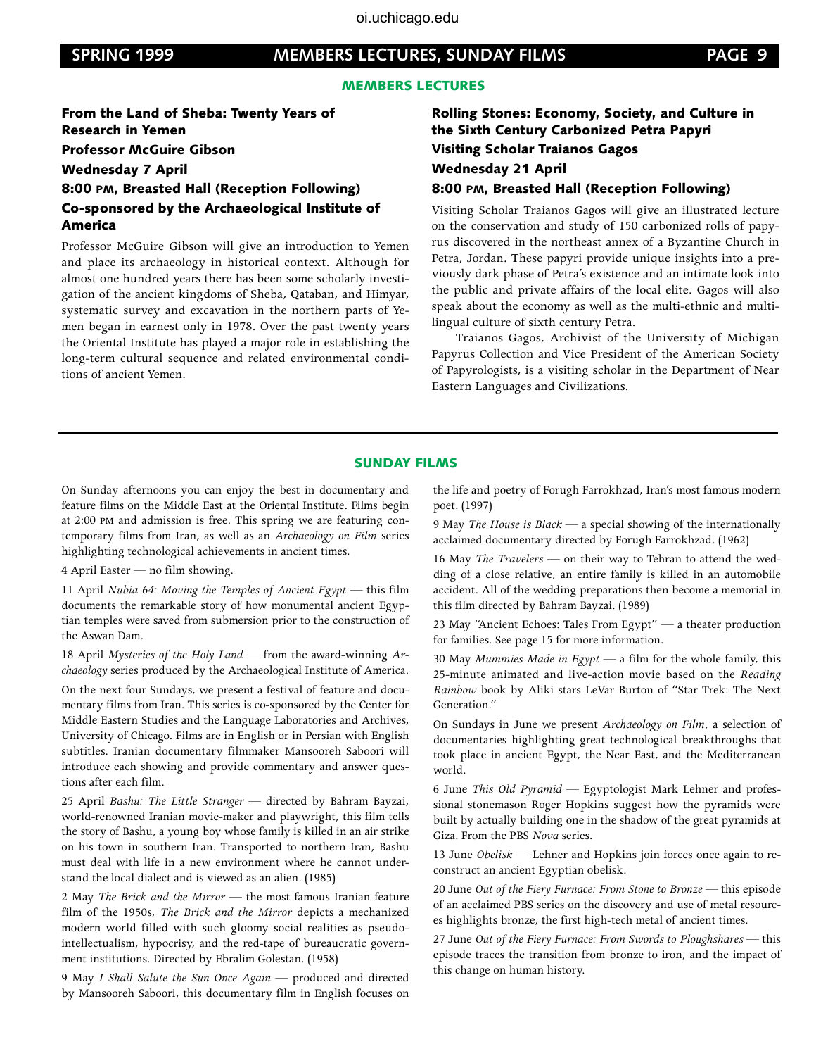## MEMBERS LECTURES

### From the Land of Sheba: Twenty Years of Research in Yemen

**Professor McGuire Gibson**

**Wednesday 7 April**

**8:00 PM, Breasted Hall (Reception Following)**

**Co-sponsored by the Archaeological Institute of America**

Professor McGuire Gibson will give an introduction to Yemen and place its archaeology in historical context. Although for almost one hundred years there has been some scholarly investigation of the ancient kingdoms of Sheba, Qataban, and Himyar, systematic survey and excavation in the northern parts of Yemen began in earnest only in 1978. Over the past twenty years the Oriental Institute has played a major role in establishing the long-term cultural sequence and related environmental conditions of ancient Yemen.

### Rolling Stones: Economy, Society, and Culture in the Sixth Century Carbonized Petra Papyri

**Visiting Scholar Traianos Gagos**

**Wednesday 21 April**

**8:00 PM, Breasted Hall (Reception Following)**

Visiting Scholar Traianos Gagos will give an illustrated lecture on the conservation and study of 150 carbonized rolls of papyrus discovered in the northeast annex of a Byzantine Church in Petra, Jordan. These papyri provide unique insights into a previously dark phase of Petra's existence and an intimate look into the public and private affairs of the local elite. Gagos will also speak about the economy as well as the multi-ethnic and multilingual culture of sixth century Petra.

Traianos Gagos, Archivist of the University of Michigan Papyrus Collection and Vice President of the American Society of Papyrologists, is a visiting scholar in the Department of Near Eastern Languages and Civilizations.

## SUNDAY FILMS

On Sunday afternoons you can enjoy the best in documentary and feature films on the Middle East at the Oriental Institute. Films begin at 2:00 PM and admission is free. This spring we are featuring contemporary films from Iran, as well as an *Archaeology on Film* series highlighting technological achievements in ancient times.

4 April Easter — no film showing.

11 April *Nubia 64: Moving the Temples of Ancient Egypt* — this film documents the remarkable story of how monumental ancient Egyptian temples were saved from submersion prior to the construction of the Aswan Dam.

18 April *Mysteries of the Holy Land* — from the award-winning *Archaeology* series produced by the Archaeological Institute of America.

On the next four Sundays, we present a festival of feature and documentary films from Iran. This series is co-sponsored by the Center for Middle Eastern Studies and the Language Laboratories and Archives, University of Chicago. Films are in English or in Persian with English subtitles. Iranian documentary filmmaker Mansooreh Saboori will introduce each showing and provide commentary and answer questions after each film.

25 April *Bashu: The Little Stranger* — directed by Bahram Bayzai, world-renowned Iranian movie-maker and playwright, this film tells the story of Bashu, a young boy whose family is killed in an air strike on his town in southern Iran. Transported to northern Iran, Bashu must deal with life in a new environment where he cannot understand the local dialect and is viewed as an alien. (1985)

2 May *The Brick and the Mirror* — the most famous Iranian feature film of the 1950s, *The Brick and the Mirror* depicts a mechanized modern world filled with such gloomy social realities as pseudo-intellectualism, hypocrisy, and the red-tape of bureaucratic government institutions. Directed by Ebralim Golestan. (1958)

9 May *I Shall Salute the Sun Once Again* — produced and directed by Mansooreh Saboori, this documentary film in English focuses on the life and poetry of Forugh Farrokhzad, Iran's most famous modern poet. (1997)

9 May *The House is Black* — a special showing of the internationally acclaimed documentary directed by Forugh Farrokhzad. (1962)

16 May *The Travelers* — on their way to Tehran to attend the wedding of a close relative, an entire family is killed in an automobile accident. All of the wedding preparations then become a memorial in this film directed by Bahram Bayzai. (1989)

23 May "Ancient Echoes: Tales From Egypt" — a theater production for families. See page 15 for more information.

30 May *Mummies Made in Egypt* — a film for the whole family, this 25-minute animated and live-action movie based on the *Reading Rainbow* book by Aliki stars LeVar Burton of "Star Trek: The Next Generation."

On Sundays in June we present *Archaeology on Film*, a selection of documentaries highlighting great technological breakthroughs that took place in ancient Egypt, the Near East, and the Mediterranean world.

6 June *This Old Pyramid* — Egyptologist Mark Lehner and professional stonemason Roger Hopkins suggest how the pyramids were built by actually building one in the shadow of the great pyramids at Giza. From the PBS *Nova* series.

13 June *Obelisk* — Lehner and Hopkins join forces once again to reconstruct an ancient Egyptian obelisk.

20 June *Out of the Fiery Furnace: From Stone to Bronze* — this episode of an acclaimed PBS series on the discovery and use of metal resources highlights bronze, the first high-tech metal of ancient times.

27 June *Out of the Fiery Furnace: From Swords to Ploughshares* — this episode traces the transition from bronze to iron, and the impact of this change on human history.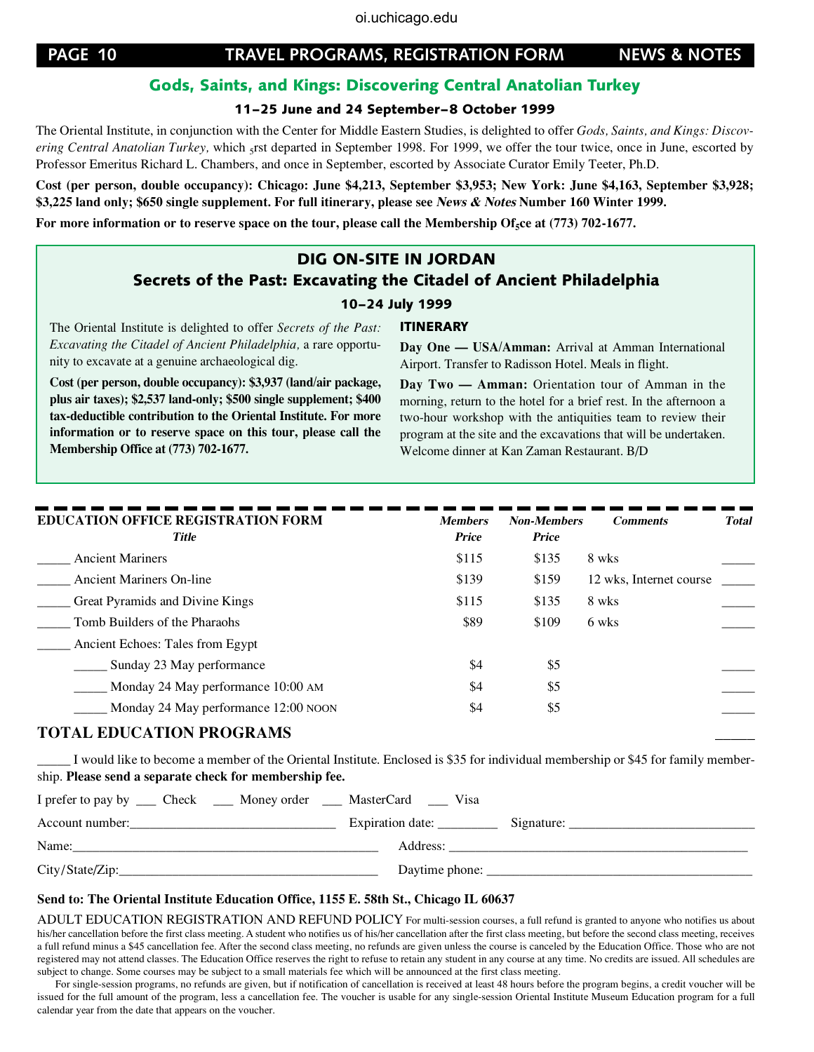## Gods, Saints, and Kings: Discovering Central Anatolian Turkey

**11–25 June and 24 September–8 October 1999**

The Oriental Institute, in conjunction with the Center for Middle Eastern Studies, is delighted to offer *Gods, Saints, and Kings: Discovering Central Anatolian Turkey,* which first departed in September 1998. For 1999, we offer the tour twice, once in June, escorted by Professor Emeritus Richard L. Chambers, and once in September, escorted by Associate Curator Emily Teeter, Ph.D.

**Cost (per person, double occupancy): Chicago: June $4,213, September $3,953; New York: June $4,163, September $3,928; $3,225 land only; $650 single supplement. For full itinerary, please see *News & Notes* Number 160 Winter 1999.**

**For more information or to reserve space on the tour, please call the Membership Office at (773) 702-1677.**

## DIG ON-SITE IN JORDAN

### Secrets of the Past: Excavating the Citadel of Ancient Philadelphia

**10–24 July 1999**

The Oriental Institute is delighted to offer *Secrets of the Past: Excavating the Citadel of Ancient Philadelphia,* a rare opportunity to excavate at a genuine archaeological dig.

**Cost (per person, double occupancy): $3,937 (land/air package, plus air taxes); $2,537 land-only; $500 single supplement; $400 tax-deductible contribution to the Oriental Institute. For more information or to reserve space on this tour, please call the Membership Office at (773) 702-1677.**

#### ITINERARY

**Day One — USA/Amman:** Arrival at Amman International Airport. Transfer to Radisson Hotel. Meals in flight.

**Day Two — Amman:** Orientation tour of Amman in the morning, return to the hotel for a brief rest. In the afternoon a two-hour workshop with the antiquities team to review their program at the site and the excavations that will be undertaken. Welcome dinner at Kan Zaman Restaurant. B/D

---

| **EDUCATION OFFICE REGISTRATION FORM** *Title* | *Members Price* | *Non-Members Price* | *Comments* | *Total* |
|---|---|---|---|---|
| _____ Ancient Mariners | $115 | $135 | 8 wks | _____ |
| _____ Ancient Mariners On-line | $139 | $159 | 12 wks, Internet course | _____ |
| _____ Great Pyramids and Divine Kings | $115 | $135 | 8 wks | _____ |
| _____ Tomb Builders of the Pharaohs | $89 | $109 | 6 wks | _____ |
| _____ Ancient Echoes: Tales from Egypt | | | | |
| _____ Sunday 23 May performance | $4 | $5 | | _____ |
| _____ Monday 24 May performance 10:00 AM | $4 | $5 | | _____ |
| _____ Monday 24 May performance 12:00 NOON | $4 | $5 | | _____ |

**TOTAL EDUCATION PROGRAMS** _____

_____ I would like to become a member of the Oriental Institute. Enclosed is $35 for individual membership or $45 for family membership. **Please send a separate check for membership fee.**

I prefer to pay by ___ Check ___ Money order ___ MasterCard ___ Visa

Account number:_______________ Expiration date: _________ Signature: _______________

Name:_______________ Address: _______________

City/State/Zip:_______________ Daytime phone: _______________

**Send to: The Oriental Institute Education Office, 1155 E. 58th St., Chicago IL 60637**

ADULT EDUCATION REGISTRATION AND REFUND POLICY For multi-session courses, a full refund is granted to anyone who notifies us about his/her cancellation before the first class meeting. A student who notifies us of his/her cancellation after the first class meeting, but before the second class meeting, receives a full refund minus a $45 cancellation fee. After the second class meeting, no refunds are given unless the course is canceled by the Education Office. Those who are not registered may not attend classes. The Education Office reserves the right to refuse to retain any student in any course at any time. No credits are issued. All schedules are subject to change. Some courses may be subject to a small materials fee which will be announced at the first class meeting.

For single-session programs, no refunds are given, but if notification of cancellation is received at least 48 hours before the program begins, a credit voucher will be issued for the full amount of the program, less a cancellation fee. The voucher is usable for any single-session Oriental Institute Museum Education program for a full calendar year from the date that appears on the voucher.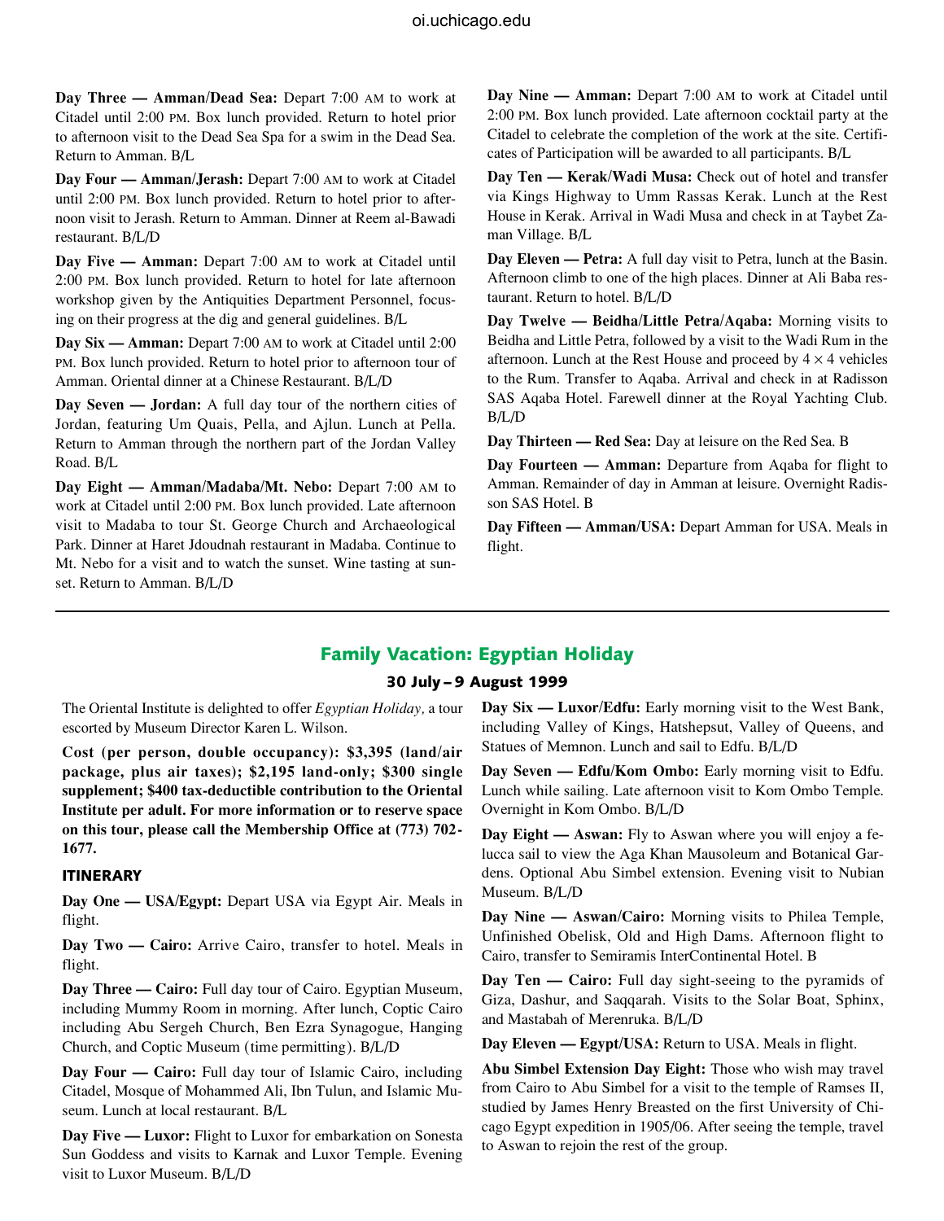**Day Three — Amman/Dead Sea:** Depart 7:00 AM to work at Citadel until 2:00 PM. Box lunch provided. Return to hotel prior to afternoon visit to the Dead Sea Spa for a swim in the Dead Sea. Return to Amman. B/L

**Day Four — Amman/Jerash:** Depart 7:00 AM to work at Citadel until 2:00 PM. Box lunch provided. Return to hotel prior to afternoon visit to Jerash. Return to Amman. Dinner at Reem al-Bawadi restaurant. B/L/D

**Day Five — Amman:** Depart 7:00 AM to work at Citadel until 2:00 PM. Box lunch provided. Return to hotel for late afternoon workshop given by the Antiquities Department Personnel, focusing on their progress at the dig and general guidelines. B/L

**Day Six — Amman:** Depart 7:00 AM to work at Citadel until 2:00 PM. Box lunch provided. Return to hotel prior to afternoon tour of Amman. Oriental dinner at a Chinese Restaurant. B/L/D

**Day Seven — Jordan:** A full day tour of the northern cities of Jordan, featuring Um Quais, Pella, and Ajlun. Lunch at Pella. Return to Amman through the northern part of the Jordan Valley Road. B/L

**Day Eight — Amman/Madaba/Mt. Nebo:** Depart 7:00 AM to work at Citadel until 2:00 PM. Box lunch provided. Late afternoon visit to Madaba to tour St. George Church and Archaeological Park. Dinner at Haret Jdoudnah restaurant in Madaba. Continue to Mt. Nebo for a visit and to watch the sunset. Wine tasting at sunset. Return to Amman. B/L/D

**Day Nine — Amman:** Depart 7:00 AM to work at Citadel until 2:00 PM. Box lunch provided. Late afternoon cocktail party at the Citadel to celebrate the completion of the work at the site. Certificates of Participation will be awarded to all participants. B/L

**Day Ten — Kerak/Wadi Musa:** Check out of hotel and transfer via Kings Highway to Umm Rassas Kerak. Lunch at the Rest House in Kerak. Arrival in Wadi Musa and check in at Taybet Zaman Village. B/L

**Day Eleven — Petra:** A full day visit to Petra, lunch at the Basin. Afternoon climb to one of the high places. Dinner at Ali Baba restaurant. Return to hotel. B/L/D

**Day Twelve — Beidha/Little Petra/Aqaba:** Morning visits to Beidha and Little Petra, followed by a visit to the Wadi Rum in the afternoon. Lunch at the Rest House and proceed by $4 \times 4$ vehicles to the Rum. Transfer to Aqaba. Arrival and check in at Radisson SAS Aqaba Hotel. Farewell dinner at the Royal Yachting Club. B/L/D

**Day Thirteen — Red Sea:** Day at leisure on the Red Sea. B

**Day Fourteen — Amman:** Departure from Aqaba for flight to Amman. Remainder of day in Amman at leisure. Overnight Radisson SAS Hotel. B

**Day Fifteen — Amman/USA:** Depart Amman for USA. Meals in flight.

---

## Family Vacation: Egyptian Holiday

### 30 July – 9 August 1999

The Oriental Institute is delighted to offer *Egyptian Holiday,* a tour escorted by Museum Director Karen L. Wilson.

**Cost (per person, double occupancy): $3,395 (land/air package, plus air taxes); $2,195 land-only; $300 single supplement; $400 tax-deductible contribution to the Oriental Institute per adult. For more information or to reserve space on this tour, please call the Membership Office at (773) 702-1677.**

### ITINERARY

**Day One — USA/Egypt:** Depart USA via Egypt Air. Meals in flight.

**Day Two — Cairo:** Arrive Cairo, transfer to hotel. Meals in flight.

**Day Three — Cairo:** Full day tour of Cairo. Egyptian Museum, including Mummy Room in morning. After lunch, Coptic Cairo including Abu Sergeh Church, Ben Ezra Synagogue, Hanging Church, and Coptic Museum (time permitting). B/L/D

**Day Four — Cairo:** Full day tour of Islamic Cairo, including Citadel, Mosque of Mohammed Ali, Ibn Tulun, and Islamic Museum. Lunch at local restaurant. B/L

**Day Five — Luxor:** Flight to Luxor for embarkation on Sonesta Sun Goddess and visits to Karnak and Luxor Temple. Evening visit to Luxor Museum. B/L/D

**Day Six — Luxor/Edfu:** Early morning visit to the West Bank, including Valley of Kings, Hatshepsut, Valley of Queens, and Statues of Memnon. Lunch and sail to Edfu. B/L/D

**Day Seven — Edfu/Kom Ombo:** Early morning visit to Edfu. Lunch while sailing. Late afternoon visit to Kom Ombo Temple. Overnight in Kom Ombo. B/L/D

**Day Eight — Aswan:** Fly to Aswan where you will enjoy a felucca sail to view the Aga Khan Mausoleum and Botanical Gardens. Optional Abu Simbel extension. Evening visit to Nubian Museum. B/L/D

**Day Nine — Aswan/Cairo:** Morning visits to Philea Temple, Unfinished Obelisk, Old and High Dams. Afternoon flight to Cairo, transfer to Semiramis InterContinental Hotel. B

**Day Ten — Cairo:** Full day sight-seeing to the pyramids of Giza, Dashur, and Saqqarah. Visits to the Solar Boat, Sphinx, and Mastabah of Merenruka. B/L/D

**Day Eleven — Egypt/USA:** Return to USA. Meals in flight.

**Abu Simbel Extension Day Eight:** Those who wish may travel from Cairo to Abu Simbel for a visit to the temple of Ramses II, studied by James Henry Breasted on the first University of Chicago Egypt expedition in 1905/06. After seeing the temple, travel to Aswan to rejoin the rest of the group.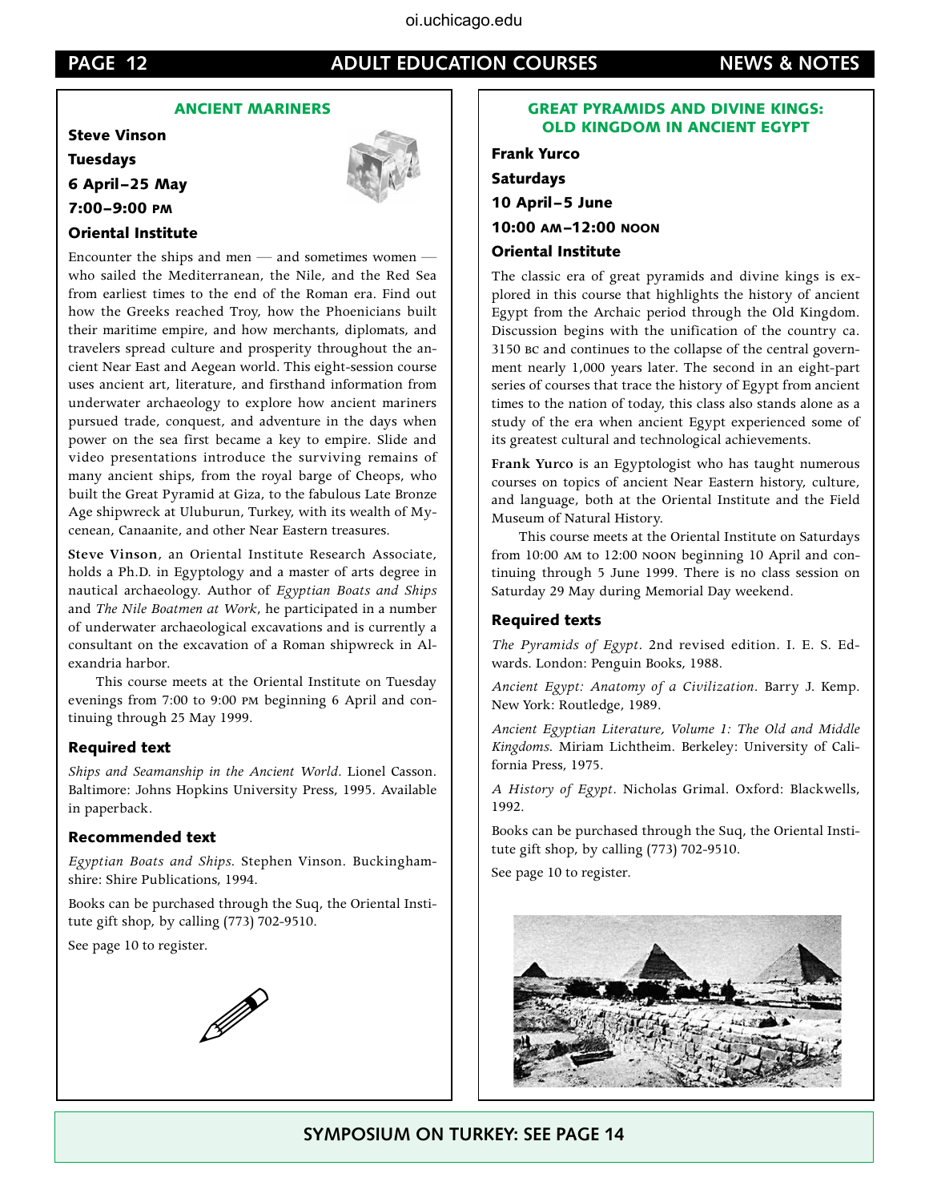## ANCIENT MARINERS

**Steve Vinson**

**Tuesdays**

**6 April–25 May**

**7:00–9:00 PM**

**Oriental Institute**

Encounter the ships and men — and sometimes women — who sailed the Mediterranean, the Nile, and the Red Sea from earliest times to the end of the Roman era. Find out how the Greeks reached Troy, how the Phoenicians built their maritime empire, and how merchants, diplomats, and travelers spread culture and prosperity throughout the ancient Near East and Aegean world. This eight-session course uses ancient art, literature, and firsthand information from underwater archaeology to explore how ancient mariners pursued trade, conquest, and adventure in the days when power on the sea first became a key to empire. Slide and video presentations introduce the surviving remains of many ancient ships, from the royal barge of Cheops, who built the Great Pyramid at Giza, to the fabulous Late Bronze Age shipwreck at Uluburun, Turkey, with its wealth of Mycenean, Canaanite, and other Near Eastern treasures.

**Steve Vinson**, an Oriental Institute Research Associate, holds a Ph.D. in Egyptology and a master of arts degree in nautical archaeology. Author of *Egyptian Boats and Ships* and *The Nile Boatmen at Work*, he participated in a number of underwater archaeological excavations and is currently a consultant on the excavation of a Roman shipwreck in Alexandria harbor.

This course meets at the Oriental Institute on Tuesday evenings from 7:00 to 9:00 PM beginning 6 April and continuing through 25 May 1999.

### Required text

*Ships and Seamanship in the Ancient World*. Lionel Casson. Baltimore: Johns Hopkins University Press, 1995. Available in paperback.

### Recommended text

*Egyptian Boats and Ships*. Stephen Vinson. Buckinghamshire: Shire Publications, 1994.

Books can be purchased through the Suq, the Oriental Institute gift shop, by calling (773) 702-9510.

See page 10 to register.

## GREAT PYRAMIDS AND DIVINE KINGS: OLD KINGDOM IN ANCIENT EGYPT

**Frank Yurco**

**Saturdays**

**10 April–5 June**

**10:00 AM–12:00 NOON**

**Oriental Institute**

The classic era of great pyramids and divine kings is explored in this course that highlights the history of ancient Egypt from the Archaic period through the Old Kingdom. Discussion begins with the unification of the country ca. 3150 BC and continues to the collapse of the central government nearly 1,000 years later. The second in an eight-part series of courses that trace the history of Egypt from ancient times to the nation of today, this class also stands alone as a study of the era when ancient Egypt experienced some of its greatest cultural and technological achievements.

**Frank Yurco** is an Egyptologist who has taught numerous courses on topics of ancient Near Eastern history, culture, and language, both at the Oriental Institute and the Field Museum of Natural History.

This course meets at the Oriental Institute on Saturdays from 10:00 AM to 12:00 NOON beginning 10 April and continuing through 5 June 1999. There is no class session on Saturday 29 May during Memorial Day weekend.

### Required texts

*The Pyramids of Egypt*. 2nd revised edition. I. E. S. Edwards. London: Penguin Books, 1988.

*Ancient Egypt: Anatomy of a Civilization*. Barry J. Kemp. New York: Routledge, 1989.

*Ancient Egyptian Literature, Volume 1: The Old and Middle Kingdoms*. Miriam Lichtheim. Berkeley: University of California Press, 1975.

*A History of Egypt*. Nicholas Grimal. Oxford: Blackwells, 1992.

Books can be purchased through the Suq, the Oriental Institute gift shop, by calling (773) 702-9510.

See page 10 to register.

**SYMPOSIUM ON TURKEY: SEE PAGE 14**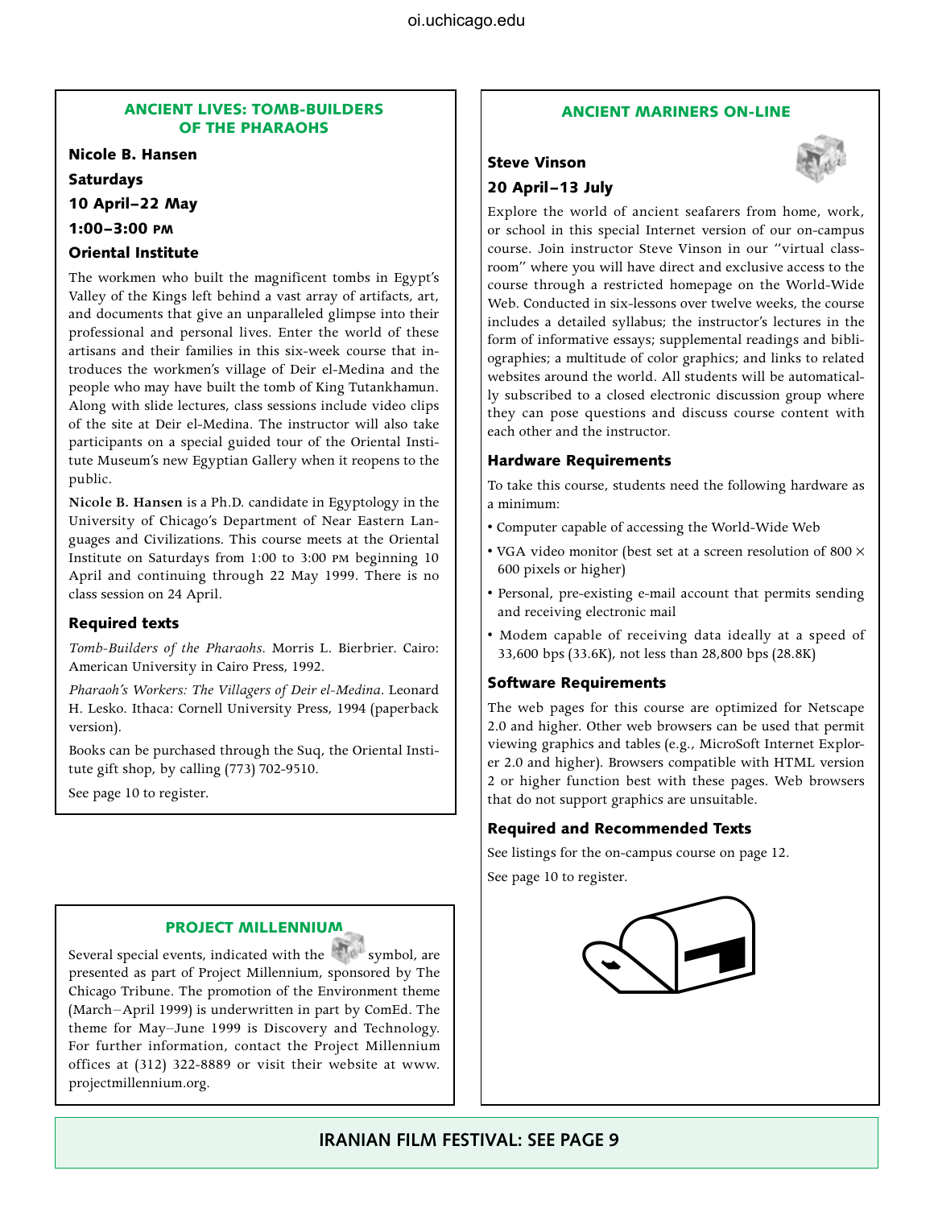## ANCIENT LIVES: TOMB-BUILDERS OF THE PHARAOHS

**Nicole B. Hansen**

**Saturdays**

**10 April–22 May**

**1:00–3:00 PM**

**Oriental Institute**

The workmen who built the magnificent tombs in Egypt's Valley of the Kings left behind a vast array of artifacts, art, and documents that give an unparalleled glimpse into their professional and personal lives. Enter the world of these artisans and their families in this six-week course that introduces the workmen's village of Deir el-Medina and the people who may have built the tomb of King Tutankhamun. Along with slide lectures, class sessions include video clips of the site at Deir el-Medina. The instructor will also take participants on a special guided tour of the Oriental Institute Museum's new Egyptian Gallery when it reopens to the public.

**Nicole B. Hansen** is a Ph.D. candidate in Egyptology in the University of Chicago's Department of Near Eastern Languages and Civilizations. This course meets at the Oriental Institute on Saturdays from 1:00 to 3:00 PM beginning 10 April and continuing through 22 May 1999. There is no class session on 24 April.

### Required texts

*Tomb-Builders of the Pharaohs*. Morris L. Bierbrier. Cairo: American University in Cairo Press, 1992.

*Pharaoh's Workers: The Villagers of Deir el-Medina*. Leonard H. Lesko. Ithaca: Cornell University Press, 1994 (paperback version).

Books can be purchased through the Suq, the Oriental Institute gift shop, by calling (773) 702-9510.

See page 10 to register.

## PROJECT MILLENNIUM

Several special events, indicated with the symbol, are presented as part of Project Millennium, sponsored by The Chicago Tribune. The promotion of the Environment theme (March–April 1999) is underwritten in part by ComEd. The theme for May–June 1999 is Discovery and Technology. For further information, contact the Project Millennium offices at (312) 322-8889 or visit their website at www.projectmillennium.org.

## ANCIENT MARINERS ON-LINE

**Steve Vinson**

**20 April–13 July**

Explore the world of ancient seafarers from home, work, or school in this special Internet version of our on-campus course. Join instructor Steve Vinson in our "virtual classroom" where you will have direct and exclusive access to the course through a restricted homepage on the World-Wide Web. Conducted in six-lessons over twelve weeks, the course includes a detailed syllabus; the instructor's lectures in the form of informative essays; supplemental readings and bibliographies; a multitude of color graphics; and links to related websites around the world. All students will be automatically subscribed to a closed electronic discussion group where they can pose questions and discuss course content with each other and the instructor.

### Hardware Requirements

To take this course, students need the following hardware as a minimum:

- Computer capable of accessing the World-Wide Web
- VGA video monitor (best set at a screen resolution of 800 × 600 pixels or higher)
- Personal, pre-existing e-mail account that permits sending and receiving electronic mail
- Modem capable of receiving data ideally at a speed of 33,600 bps (33.6K), not less than 28,800 bps (28.8K)

### Software Requirements

The web pages for this course are optimized for Netscape 2.0 and higher. Other web browsers can be used that permit viewing graphics and tables (e.g., MicroSoft Internet Explorer 2.0 and higher). Browsers compatible with HTML version 2 or higher function best with these pages. Web browsers that do not support graphics are unsuitable.

### Required and Recommended Texts

See listings for the on-campus course on page 12.

See page 10 to register.

**IRANIAN FILM FESTIVAL: SEE PAGE 9**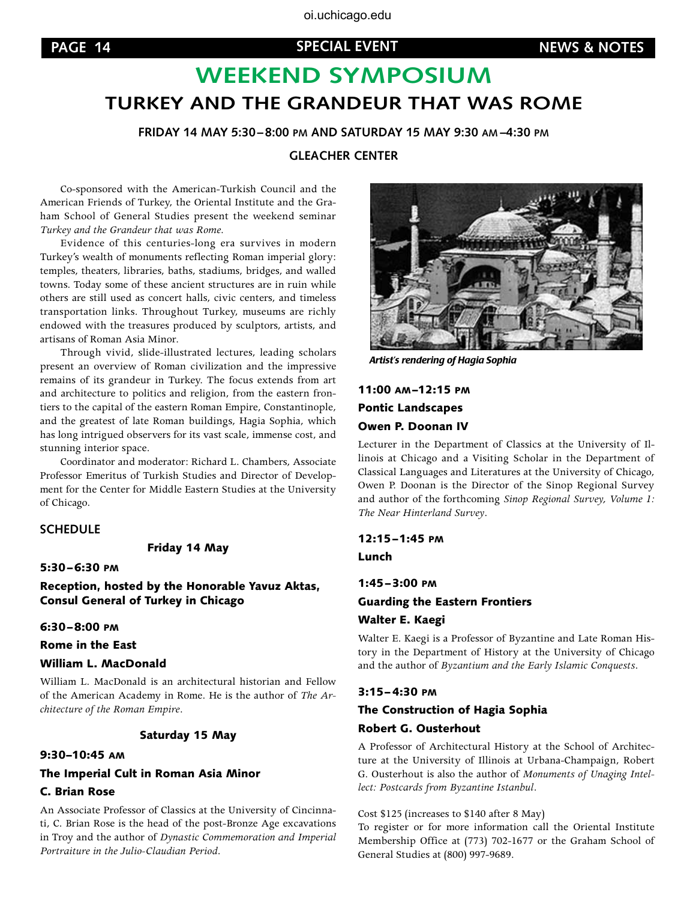# WEEKEND SYMPOSIUM

## TURKEY AND THE GRANDEUR THAT WAS ROME

**FRIDAY 14 MAY 5:30–8:00 PM AND SATURDAY 15 MAY 9:30 AM–4:30 PM**

**GLEACHER CENTER**

Co-sponsored with the American-Turkish Council and the American Friends of Turkey, the Oriental Institute and the Graham School of General Studies present the weekend seminar *Turkey and the Grandeur that was Rome.*

Evidence of this centuries-long era survives in modern Turkey's wealth of monuments reflecting Roman imperial glory: temples, theaters, libraries, baths, stadiums, bridges, and walled towns. Today some of these ancient structures are in ruin while others are still used as concert halls, civic centers, and timeless transportation links. Throughout Turkey, museums are richly endowed with the treasures produced by sculptors, artists, and artisans of Roman Asia Minor.

Through vivid, slide-illustrated lectures, leading scholars present an overview of Roman civilization and the impressive remains of its grandeur in Turkey. The focus extends from art and architecture to politics and religion, from the eastern frontiers to the capital of the eastern Roman Empire, Constantinople, and the greatest of late Roman buildings, Hagia Sophia, which has long intrigued observers for its vast scale, immense cost, and stunning interior space.

Coordinator and moderator: Richard L. Chambers, Associate Professor Emeritus of Turkish Studies and Director of Development for the Center for Middle Eastern Studies at the University of Chicago.

### SCHEDULE

**Friday 14 May**

**5:30–6:30 PM**

**Reception, hosted by the Honorable Yavuz Aktas, Consul General of Turkey in Chicago**

**6:30–8:00 PM**

**Rome in the East**

**William L. MacDonald**

William L. MacDonald is an architectural historian and Fellow of the American Academy in Rome. He is the author of *The Architecture of the Roman Empire*.

**Saturday 15 May**

**9:30–10:45 AM**

**The Imperial Cult in Roman Asia Minor**

**C. Brian Rose**

An Associate Professor of Classics at the University of Cincinnati, C. Brian Rose is the head of the post-Bronze Age excavations in Troy and the author of *Dynastic Commemoration and Imperial Portraiture in the Julio-Claudian Period*.

*Artist's rendering of Hagia Sophia*

**11:00 AM–12:15 PM**

**Pontic Landscapes**

**Owen P. Doonan IV**

Lecturer in the Department of Classics at the University of Illinois at Chicago and a Visiting Scholar in the Department of Classical Languages and Literatures at the University of Chicago, Owen P. Doonan is the Director of the Sinop Regional Survey and author of the forthcoming *Sinop Regional Survey, Volume 1: The Near Hinterland Survey*.

**12:15–1:45 PM**

**Lunch**

**1:45–3:00 PM**

**Guarding the Eastern Frontiers**

**Walter E. Kaegi**

Walter E. Kaegi is a Professor of Byzantine and Late Roman History in the Department of History at the University of Chicago and the author of *Byzantium and the Early Islamic Conquests*.

**3:15–4:30 PM**

**The Construction of Hagia Sophia**

**Robert G. Ousterhout**

A Professor of Architectural History at the School of Architecture at the University of Illinois at Urbana-Champaign, Robert G. Ousterhout is also the author of *Monuments of Unaging Intellect: Postcards from Byzantine Istanbul*.

Cost $125 (increases to $140 after 8 May)
To register or for more information call the Oriental Institute Membership Office at (773) 702-1677 or the Graham School of General Studies at (800) 997-9689.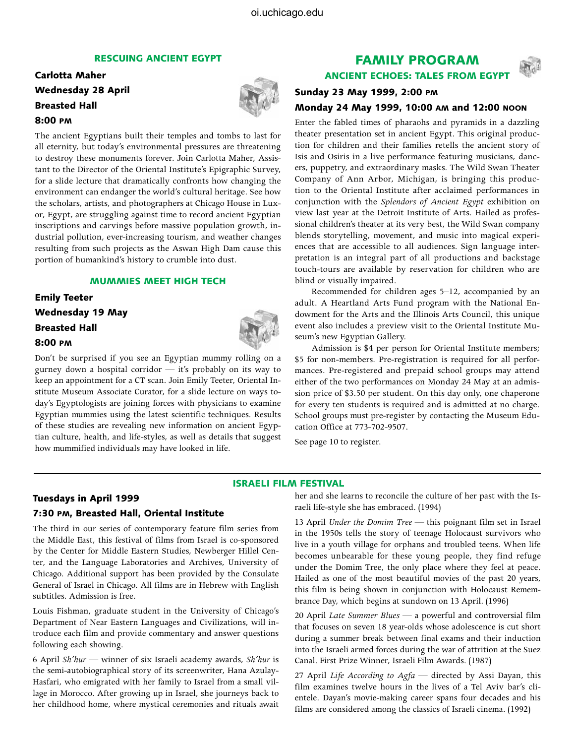## RESCUING ANCIENT EGYPT

**Carlotta Maher**
**Wednesday 28 April**
**Breasted Hall**
**8:00 PM**

The ancient Egyptians built their temples and tombs to last for all eternity, but today's environmental pressures are threatening to destroy these monuments forever. Join Carlotta Maher, Assistant to the Director of the Oriental Institute's Epigraphic Survey, for a slide lecture that dramatically confronts how changing the environment can endanger the world's cultural heritage. See how the scholars, artists, and photographers at Chicago House in Luxor, Egypt, are struggling against time to record ancient Egyptian inscriptions and carvings before massive population growth, industrial pollution, ever-increasing tourism, and weather changes resulting from such projects as the Aswan High Dam cause this portion of humankind's history to crumble into dust.

## MUMMIES MEET HIGH TECH

**Emily Teeter**
**Wednesday 19 May**
**Breasted Hall**
**8:00 PM**

Don't be surprised if you see an Egyptian mummy rolling on a gurney down a hospital corridor — it's probably on its way to keep an appointment for a CT scan. Join Emily Teeter, Oriental Institute Museum Associate Curator, for a slide lecture on ways today's Egyptologists are joining forces with physicians to examine Egyptian mummies using the latest scientific techniques. Results of these studies are revealing new information on ancient Egyptian culture, health, and life-styles, as well as details that suggest how mummified individuals may have looked in life.

# FAMILY PROGRAM

## ANCIENT ECHOES: TALES FROM EGYPT

**Sunday 23 May 1999, 2:00 PM**

**Monday 24 May 1999, 10:00 AM and 12:00 NOON**

Enter the fabled times of pharaohs and pyramids in a dazzling theater presentation set in ancient Egypt. This original production for children and their families retells the ancient story of Isis and Osiris in a live performance featuring musicians, dancers, puppetry, and extraordinary masks. The Wild Swan Theater Company of Ann Arbor, Michigan, is bringing this production to the Oriental Institute after acclaimed performances in conjunction with the *Splendors of Ancient Egypt* exhibition on view last year at the Detroit Institute of Arts. Hailed as professional children's theater at its very best, the Wild Swan company blends storytelling, movement, and music into magical experiences that are accessible to all audiences. Sign language interpretation is an integral part of all productions and backstage touch-tours are available by reservation for children who are blind or visually impaired.

Recommended for children ages 5–12, accompanied by an adult. A Heartland Arts Fund program with the National Endowment for the Arts and the Illinois Arts Council, this unique event also includes a preview visit to the Oriental Institute Museum's new Egyptian Gallery.

Admission is $4 per person for Oriental Institute members; $5 for non-members. Pre-registration is required for all performances. Pre-registered and prepaid school groups may attend either of the two performances on Monday 24 May at an admission price of $3.50 per student. On this day only, one chaperone for every ten students is required and is admitted at no charge. School groups must pre-register by contacting the Museum Education Office at 773-702-9507.

See page 10 to register.

## ISRAELI FILM FESTIVAL

**Tuesdays in April 1999**

**7:30 PM, Breasted Hall, Oriental Institute**

The third in our series of contemporary feature film series from the Middle East, this festival of films from Israel is co-sponsored by the Center for Middle Eastern Studies, Newberger Hillel Center, and the Language Laboratories and Archives, University of Chicago. Additional support has been provided by the Consulate General of Israel in Chicago. All films are in Hebrew with English subtitles. Admission is free.

Louis Fishman, graduate student in the University of Chicago's Department of Near Eastern Languages and Civilizations, will introduce each film and provide commentary and answer questions following each showing.

6 April *Sh'hur* — winner of six Israeli academy awards, *Sh'hur* is the semi-autobiographical story of its screenwriter, Hana Azulay-Hasfari, who emigrated with her family to Israel from a small village in Morocco. After growing up in Israel, she journeys back to her childhood home, where mystical ceremonies and rituals await her and she learns to reconcile the culture of her past with the Israeli life-style she has embraced. (1994)

13 April *Under the Domim Tree* — this poignant film set in Israel in the 1950s tells the story of teenage Holocaust survivors who live in a youth village for orphans and troubled teens. When life becomes unbearable for these young people, they find refuge under the Domim Tree, the only place where they feel at peace. Hailed as one of the most beautiful movies of the past 20 years, this film is being shown in conjunction with Holocaust Remembrance Day, which begins at sundown on 13 April. (1996)

20 April *Late Summer Blues* — a powerful and controversial film that focuses on seven 18 year-olds whose adolescence is cut short during a summer break between final exams and their induction into the Israeli armed forces during the war of attrition at the Suez Canal. First Prize Winner, Israeli Film Awards. (1987)

27 April *Life According to Agfa* — directed by Assi Dayan, this film examines twelve hours in the lives of a Tel Aviv bar's clientele. Dayan's movie-making career spans four decades and his films are considered among the classics of Israeli cinema. (1992)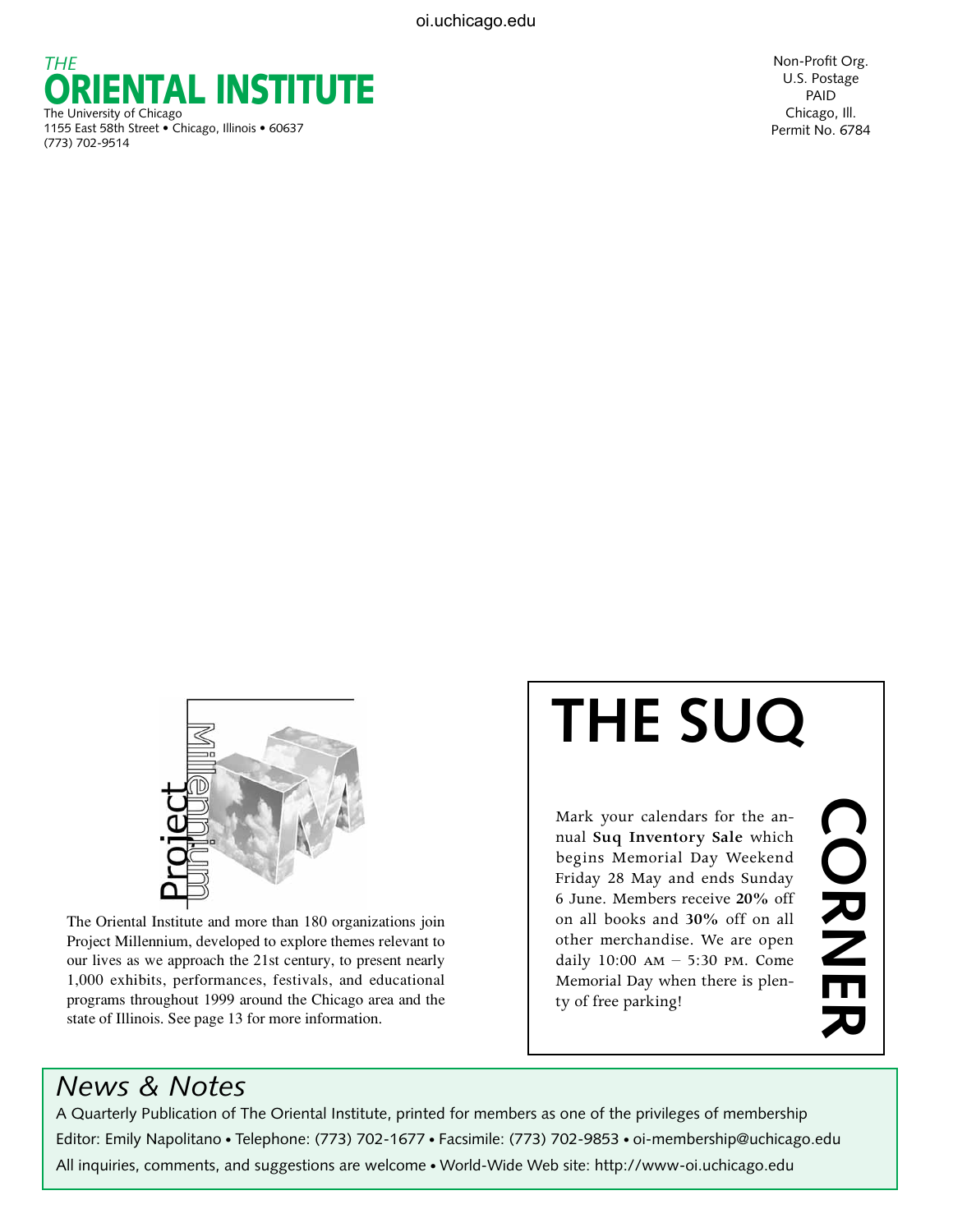*THE*
**ORIENTAL INSTITUTE**
The University of Chicago
1155 East 58th Street • Chicago, Illinois • 60637
(773) 702-9514

Non-Profit Org.
U.S. Postage
PAID
Chicago, Ill.
Permit No. 6784

Project Millennium

The Oriental Institute and more than 180 organizations join Project Millennium, developed to explore themes relevant to our lives as we approach the 21st century, to present nearly 1,000 exhibits, performances, festivals, and educational programs throughout 1999 around the Chicago area and the state of Illinois. See page 13 for more information.

# THE SUQ CORNER

Mark your calendars for the annual **Suq Inventory Sale** which begins Memorial Day Weekend Friday 28 May and ends Sunday 6 June. Members receive **20%** off on all books and **30%** off on all other merchandise. We are open daily 10:00 AM – 5:30 PM. Come Memorial Day when there is plenty of free parking!

## *News & Notes*

A Quarterly Publication of The Oriental Institute, printed for members as one of the privileges of membership

Editor: Emily Napolitano • Telephone: (773) 702-1677 • Facsimile: (773) 702-9853 • oi-membership@uchicago.edu

All inquiries, comments, and suggestions are welcome • World-Wide Web site: http://www-oi.uchicago.edu